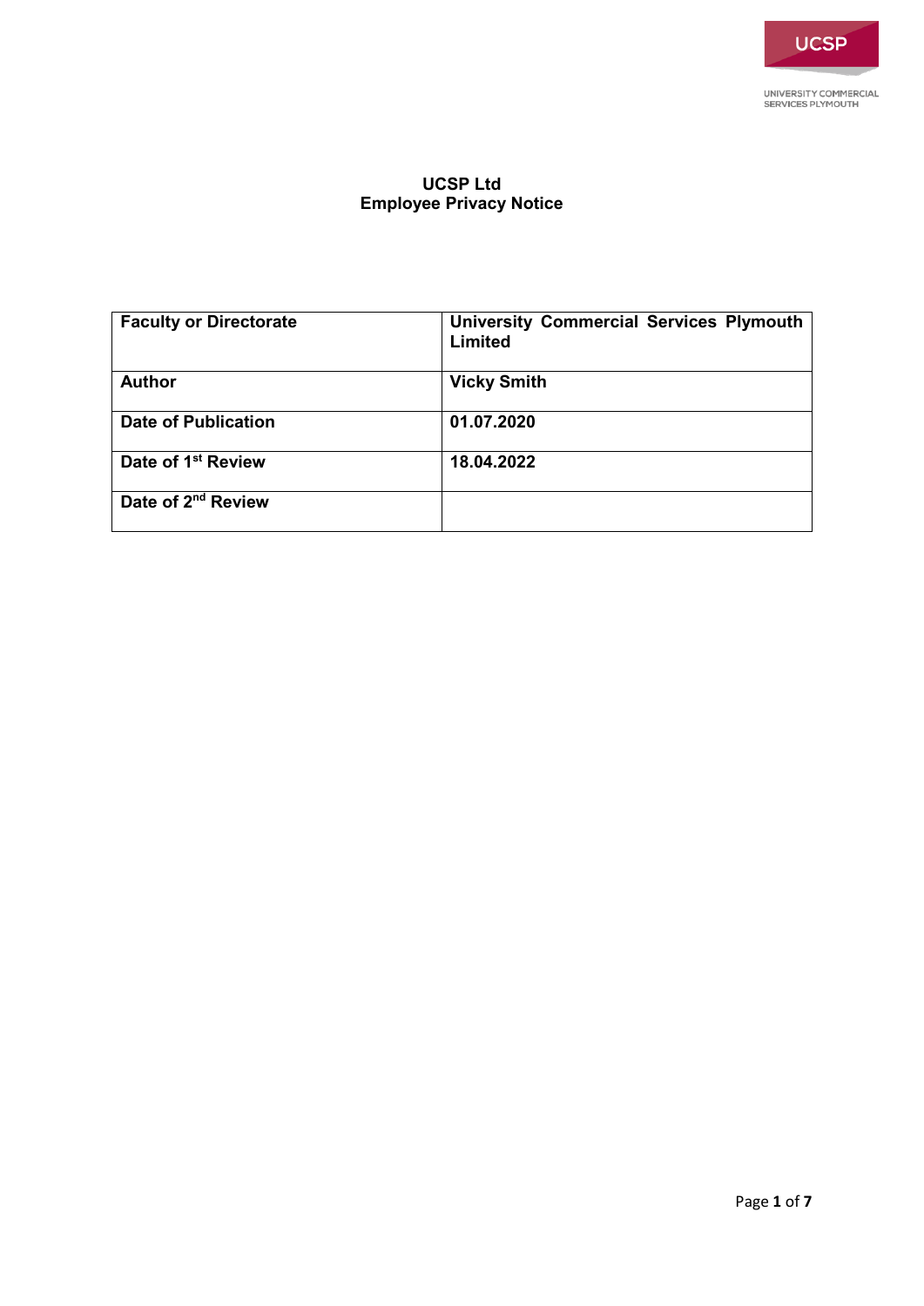UCSP

UNIVERSITY COMMERCIAL SERVICES PLYMOUTH

# UCSP Ltd
# Employee Privacy Notice

| **Faculty or Directorate** | **University Commercial Services Plymouth Limited** |
|---|---|
| **Author** | **Vicky Smith** |
| **Date of Publication** | **01.07.2020** |
| **Date of 1st Review** | **18.04.2022** |
| **Date of 2nd Review** | |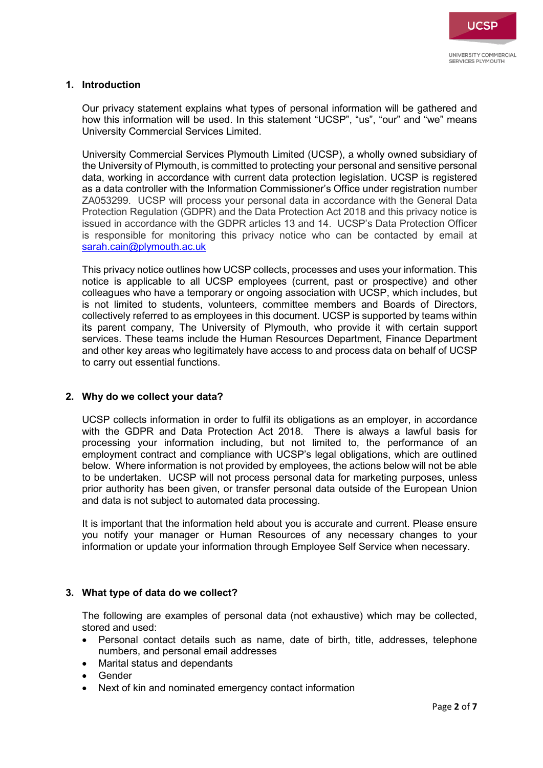## 1. Introduction

Our privacy statement explains what types of personal information will be gathered and how this information will be used. In this statement "UCSP", "us", "our" and "we" means University Commercial Services Limited.

University Commercial Services Plymouth Limited (UCSP), a wholly owned subsidiary of the University of Plymouth, is committed to protecting your personal and sensitive personal data, working in accordance with current data protection legislation. UCSP is registered as a data controller with the Information Commissioner's Office under registration number ZA053299. UCSP will process your personal data in accordance with the General Data Protection Regulation (GDPR) and the Data Protection Act 2018 and this privacy notice is issued in accordance with the GDPR articles 13 and 14. UCSP's Data Protection Officer is responsible for monitoring this privacy notice who can be contacted by email at sarah.cain@plymouth.ac.uk

This privacy notice outlines how UCSP collects, processes and uses your information. This notice is applicable to all UCSP employees (current, past or prospective) and other colleagues who have a temporary or ongoing association with UCSP, which includes, but is not limited to students, volunteers, committee members and Boards of Directors, collectively referred to as employees in this document. UCSP is supported by teams within its parent company, The University of Plymouth, who provide it with certain support services. These teams include the Human Resources Department, Finance Department and other key areas who legitimately have access to and process data on behalf of UCSP to carry out essential functions.

## 2. Why do we collect your data?

UCSP collects information in order to fulfil its obligations as an employer, in accordance with the GDPR and Data Protection Act 2018. There is always a lawful basis for processing your information including, but not limited to, the performance of an employment contract and compliance with UCSP's legal obligations, which are outlined below. Where information is not provided by employees, the actions below will not be able to be undertaken. UCSP will not process personal data for marketing purposes, unless prior authority has been given, or transfer personal data outside of the European Union and data is not subject to automated data processing.

It is important that the information held about you is accurate and current. Please ensure you notify your manager or Human Resources of any necessary changes to your information or update your information through Employee Self Service when necessary.

## 3. What type of data do we collect?

The following are examples of personal data (not exhaustive) which may be collected, stored and used:

- Personal contact details such as name, date of birth, title, addresses, telephone numbers, and personal email addresses
- Marital status and dependants
- Gender
- Next of kin and nominated emergency contact information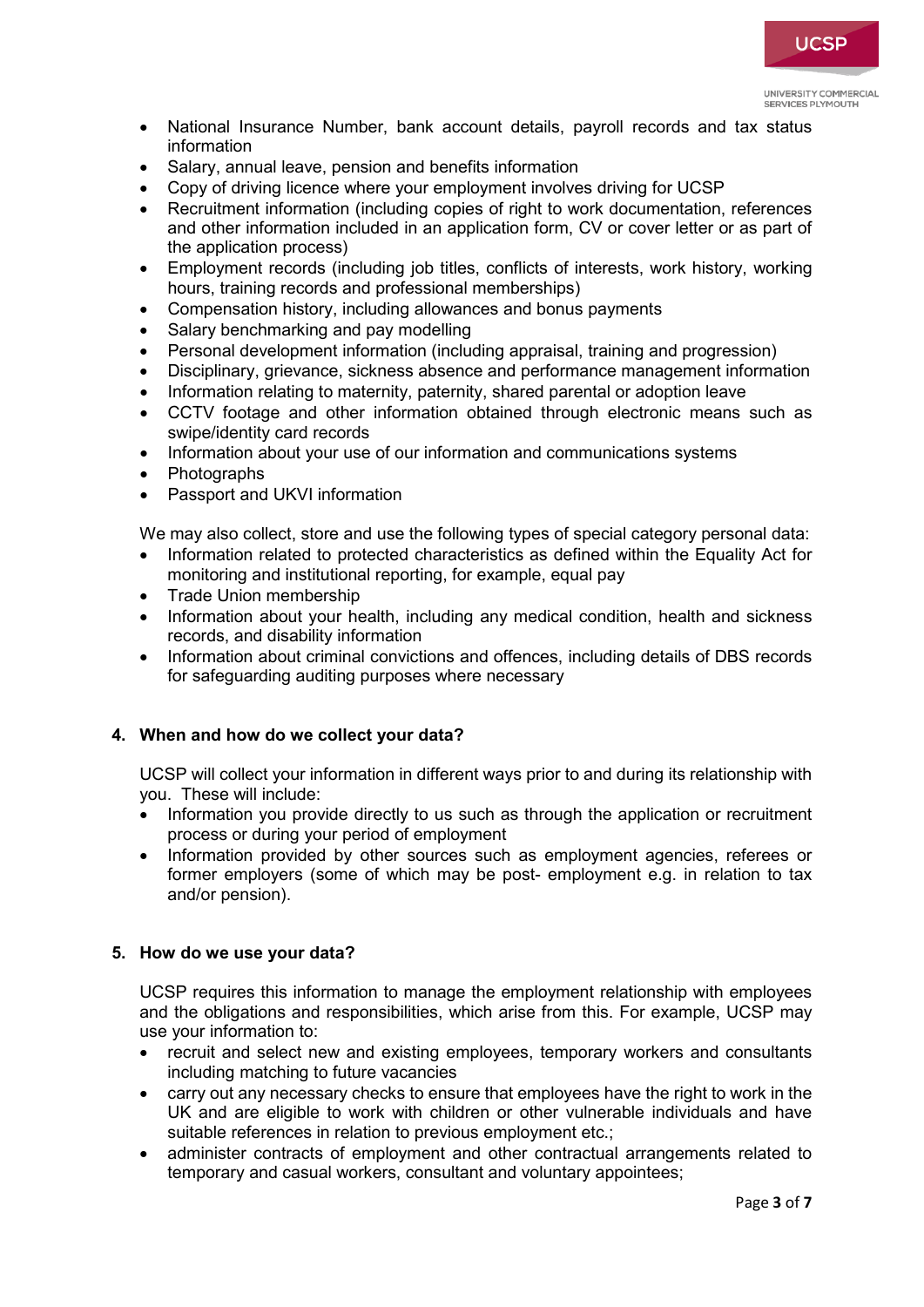- National Insurance Number, bank account details, payroll records and tax status information
- Salary, annual leave, pension and benefits information
- Copy of driving licence where your employment involves driving for UCSP
- Recruitment information (including copies of right to work documentation, references and other information included in an application form, CV or cover letter or as part of the application process)
- Employment records (including job titles, conflicts of interests, work history, working hours, training records and professional memberships)
- Compensation history, including allowances and bonus payments
- Salary benchmarking and pay modelling
- Personal development information (including appraisal, training and progression)
- Disciplinary, grievance, sickness absence and performance management information
- Information relating to maternity, paternity, shared parental or adoption leave
- CCTV footage and other information obtained through electronic means such as swipe/identity card records
- Information about your use of our information and communications systems
- Photographs
- Passport and UKVI information

We may also collect, store and use the following types of special category personal data:

- Information related to protected characteristics as defined within the Equality Act for monitoring and institutional reporting, for example, equal pay
- Trade Union membership
- Information about your health, including any medical condition, health and sickness records, and disability information
- Information about criminal convictions and offences, including details of DBS records for safeguarding auditing purposes where necessary

## 4. When and how do we collect your data?

UCSP will collect your information in different ways prior to and during its relationship with you. These will include:

- Information you provide directly to us such as through the application or recruitment process or during your period of employment
- Information provided by other sources such as employment agencies, referees or former employers (some of which may be post- employment e.g. in relation to tax and/or pension).

## 5. How do we use your data?

UCSP requires this information to manage the employment relationship with employees and the obligations and responsibilities, which arise from this. For example, UCSP may use your information to:

- recruit and select new and existing employees, temporary workers and consultants including matching to future vacancies
- carry out any necessary checks to ensure that employees have the right to work in the UK and are eligible to work with children or other vulnerable individuals and have suitable references in relation to previous employment etc.;
- administer contracts of employment and other contractual arrangements related to temporary and casual workers, consultant and voluntary appointees;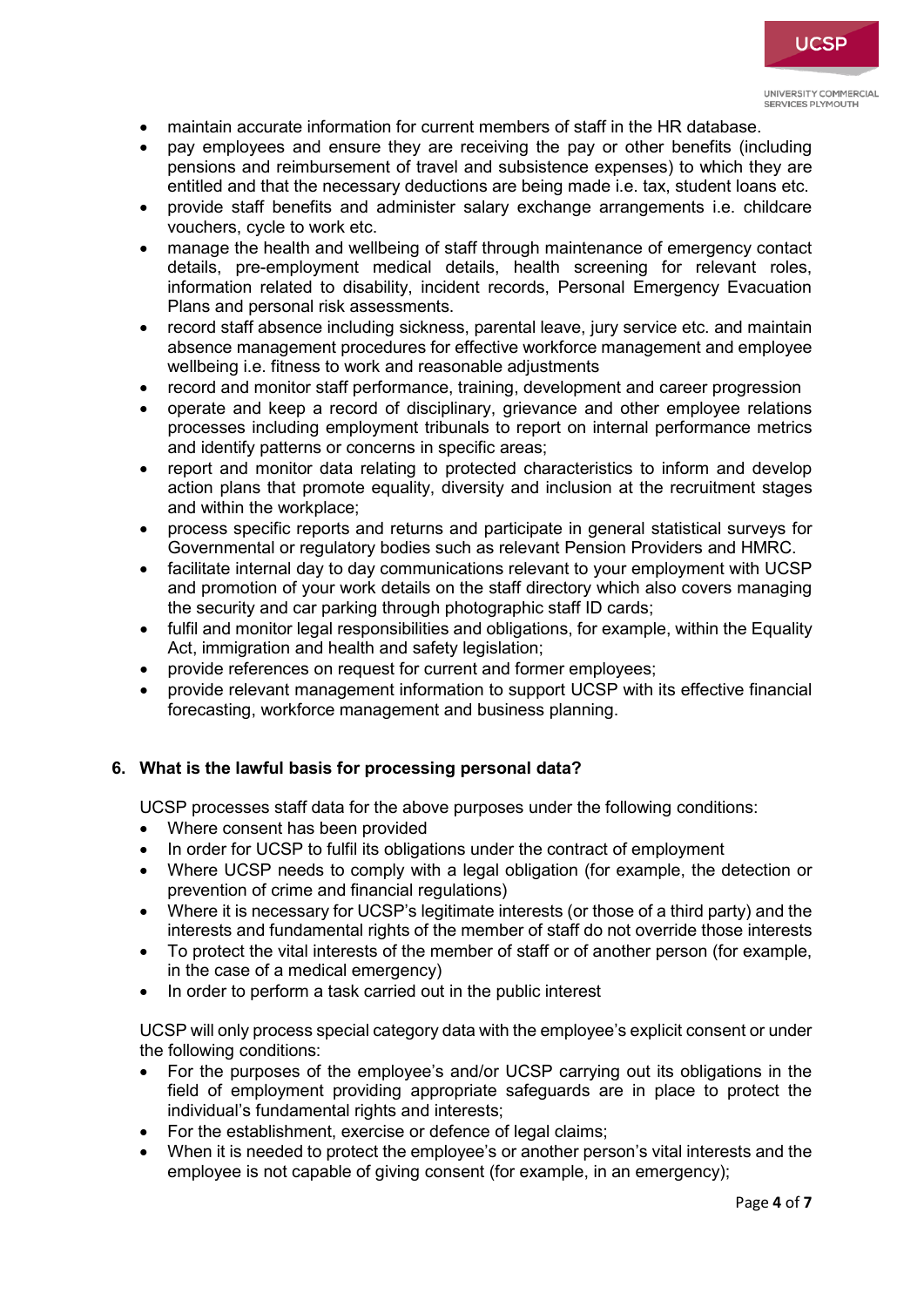- maintain accurate information for current members of staff in the HR database.
- pay employees and ensure they are receiving the pay or other benefits (including pensions and reimbursement of travel and subsistence expenses) to which they are entitled and that the necessary deductions are being made i.e. tax, student loans etc.
- provide staff benefits and administer salary exchange arrangements i.e. childcare vouchers, cycle to work etc.
- manage the health and wellbeing of staff through maintenance of emergency contact details, pre-employment medical details, health screening for relevant roles, information related to disability, incident records, Personal Emergency Evacuation Plans and personal risk assessments.
- record staff absence including sickness, parental leave, jury service etc. and maintain absence management procedures for effective workforce management and employee wellbeing i.e. fitness to work and reasonable adjustments
- record and monitor staff performance, training, development and career progression
- operate and keep a record of disciplinary, grievance and other employee relations processes including employment tribunals to report on internal performance metrics and identify patterns or concerns in specific areas;
- report and monitor data relating to protected characteristics to inform and develop action plans that promote equality, diversity and inclusion at the recruitment stages and within the workplace;
- process specific reports and returns and participate in general statistical surveys for Governmental or regulatory bodies such as relevant Pension Providers and HMRC.
- facilitate internal day to day communications relevant to your employment with UCSP and promotion of your work details on the staff directory which also covers managing the security and car parking through photographic staff ID cards;
- fulfil and monitor legal responsibilities and obligations, for example, within the Equality Act, immigration and health and safety legislation;
- provide references on request for current and former employees;
- provide relevant management information to support UCSP with its effective financial forecasting, workforce management and business planning.

## 6. What is the lawful basis for processing personal data?

UCSP processes staff data for the above purposes under the following conditions:

- Where consent has been provided
- In order for UCSP to fulfil its obligations under the contract of employment
- Where UCSP needs to comply with a legal obligation (for example, the detection or prevention of crime and financial regulations)
- Where it is necessary for UCSP's legitimate interests (or those of a third party) and the interests and fundamental rights of the member of staff do not override those interests
- To protect the vital interests of the member of staff or of another person (for example, in the case of a medical emergency)
- In order to perform a task carried out in the public interest

UCSP will only process special category data with the employee's explicit consent or under the following conditions:

- For the purposes of the employee's and/or UCSP carrying out its obligations in the field of employment providing appropriate safeguards are in place to protect the individual's fundamental rights and interests;
- For the establishment, exercise or defence of legal claims;
- When it is needed to protect the employee's or another person's vital interests and the employee is not capable of giving consent (for example, in an emergency);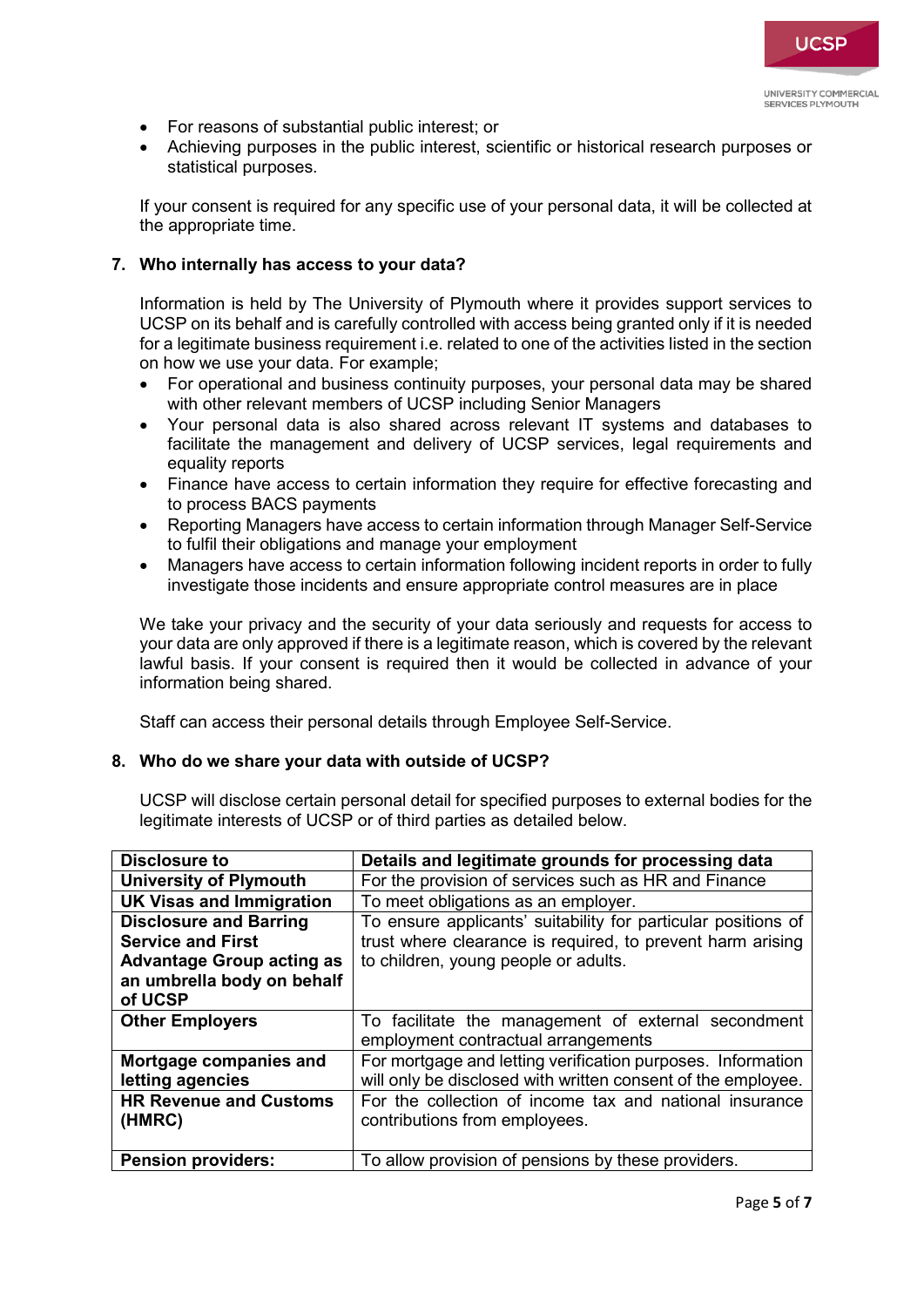- For reasons of substantial public interest; or
- Achieving purposes in the public interest, scientific or historical research purposes or statistical purposes.

If your consent is required for any specific use of your personal data, it will be collected at the appropriate time.

## 7. Who internally has access to your data?

Information is held by The University of Plymouth where it provides support services to UCSP on its behalf and is carefully controlled with access being granted only if it is needed for a legitimate business requirement i.e. related to one of the activities listed in the section on how we use your data. For example;

- For operational and business continuity purposes, your personal data may be shared with other relevant members of UCSP including Senior Managers
- Your personal data is also shared across relevant IT systems and databases to facilitate the management and delivery of UCSP services, legal requirements and equality reports
- Finance have access to certain information they require for effective forecasting and to process BACS payments
- Reporting Managers have access to certain information through Manager Self-Service to fulfil their obligations and manage your employment
- Managers have access to certain information following incident reports in order to fully investigate those incidents and ensure appropriate control measures are in place

We take your privacy and the security of your data seriously and requests for access to your data are only approved if there is a legitimate reason, which is covered by the relevant lawful basis. If your consent is required then it would be collected in advance of your information being shared.

Staff can access their personal details through Employee Self-Service.

## 8. Who do we share your data with outside of UCSP?

UCSP will disclose certain personal detail for specified purposes to external bodies for the legitimate interests of UCSP or of third parties as detailed below.

| Disclosure to | Details and legitimate grounds for processing data |
|---|---|
| **University of Plymouth** | For the provision of services such as HR and Finance |
| **UK Visas and Immigration** | To meet obligations as an employer. |
| **Disclosure and Barring Service and First Advantage Group acting as an umbrella body on behalf of UCSP** | To ensure applicants' suitability for particular positions of trust where clearance is required, to prevent harm arising to children, young people or adults. |
| **Other Employers** | To facilitate the management of external secondment employment contractual arrangements |
| **Mortgage companies and letting agencies** | For mortgage and letting verification purposes. Information will only be disclosed with written consent of the employee. |
| **HR Revenue and Customs (HMRC)** | For the collection of income tax and national insurance contributions from employees. |
| **Pension providers:** | To allow provision of pensions by these providers. |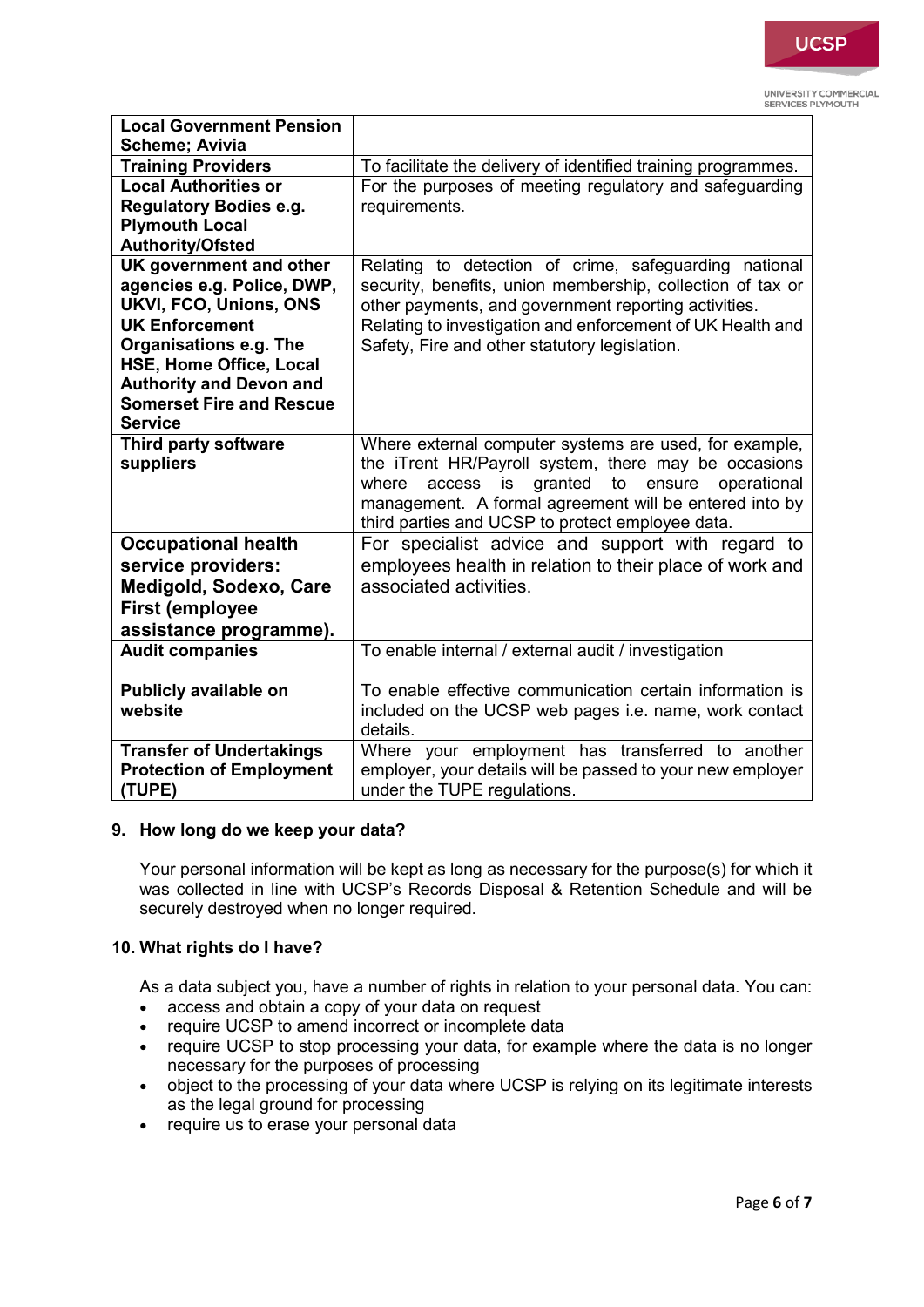| **Local Government Pension Scheme; Avivia** | |
|---|---|
| **Training Providers** | To facilitate the delivery of identified training programmes. |
| **Local Authorities or Regulatory Bodies e.g. Plymouth Local Authority/Ofsted** | For the purposes of meeting regulatory and safeguarding requirements. |
| **UK government and other agencies e.g. Police, DWP, UKVI, FCO, Unions, ONS** | Relating to detection of crime, safeguarding national security, benefits, union membership, collection of tax or other payments, and government reporting activities. |
| **UK Enforcement Organisations e.g. The HSE, Home Office, Local Authority and Devon and Somerset Fire and Rescue Service** | Relating to investigation and enforcement of UK Health and Safety, Fire and other statutory legislation. |
| **Third party software suppliers** | Where external computer systems are used, for example, the iTrent HR/Payroll system, there may be occasions where access is granted to ensure operational management. A formal agreement will be entered into by third parties and UCSP to protect employee data. |
| **Occupational health service providers: Medigold, Sodexo, Care First (employee assistance programme).** | For specialist advice and support with regard to employees health in relation to their place of work and associated activities. |
| **Audit companies** | To enable internal / external audit / investigation |
| **Publicly available on website** | To enable effective communication certain information is included on the UCSP web pages i.e. name, work contact details. |
| **Transfer of Undertakings Protection of Employment (TUPE)** | Where your employment has transferred to another employer, your details will be passed to your new employer under the TUPE regulations. |

## 9. How long do we keep your data?

Your personal information will be kept as long as necessary for the purpose(s) for which it was collected in line with UCSP's Records Disposal & Retention Schedule and will be securely destroyed when no longer required.

## 10. What rights do I have?

As a data subject you, have a number of rights in relation to your personal data. You can:

- access and obtain a copy of your data on request
- require UCSP to amend incorrect or incomplete data
- require UCSP to stop processing your data, for example where the data is no longer necessary for the purposes of processing
- object to the processing of your data where UCSP is relying on its legitimate interests as the legal ground for processing
- require us to erase your personal data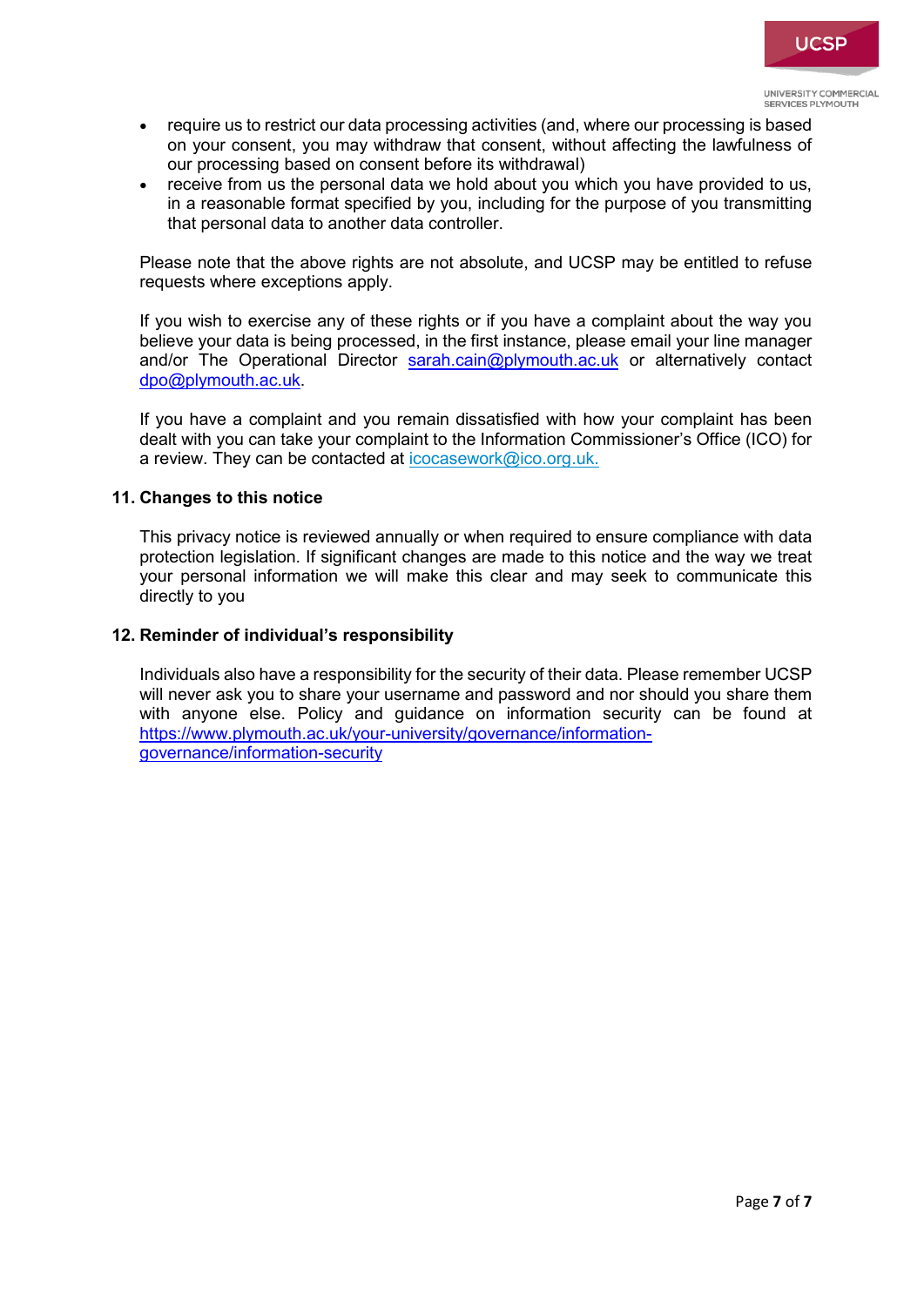- require us to restrict our data processing activities (and, where our processing is based on your consent, you may withdraw that consent, without affecting the lawfulness of our processing based on consent before its withdrawal)
- receive from us the personal data we hold about you which you have provided to us, in a reasonable format specified by you, including for the purpose of you transmitting that personal data to another data controller.

Please note that the above rights are not absolute, and UCSP may be entitled to refuse requests where exceptions apply.

If you wish to exercise any of these rights or if you have a complaint about the way you believe your data is being processed, in the first instance, please email your line manager and/or The Operational Director sarah.cain@plymouth.ac.uk or alternatively contact dpo@plymouth.ac.uk.

If you have a complaint and you remain dissatisfied with how your complaint has been dealt with you can take your complaint to the Information Commissioner's Office (ICO) for a review. They can be contacted at icocasework@ico.org.uk.

## 11. Changes to this notice

This privacy notice is reviewed annually or when required to ensure compliance with data protection legislation. If significant changes are made to this notice and the way we treat your personal information we will make this clear and may seek to communicate this directly to you

## 12. Reminder of individual's responsibility

Individuals also have a responsibility for the security of their data. Please remember UCSP will never ask you to share your username and password and nor should you share them with anyone else. Policy and guidance on information security can be found at https://www.plymouth.ac.uk/your-university/governance/information-governance/information-security